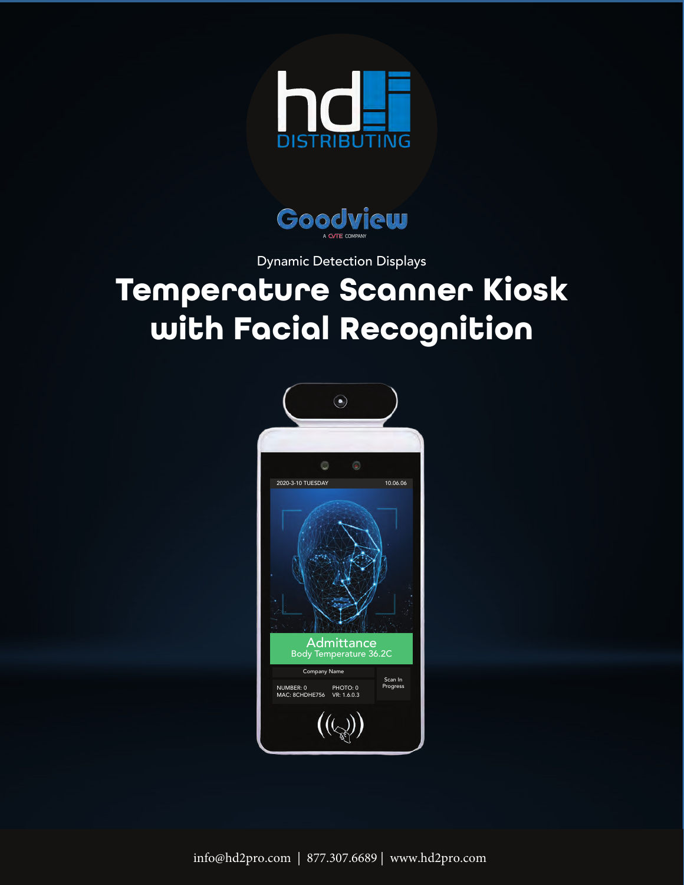hd DISTRIBUTING

Goodview

A CVTE COMPANY

Dynamic Detection Displays

# Temperature Scanner Kiosk with Facial Recognition

info@hd2pro.com | 877.307.6689 | www.hd2pro.com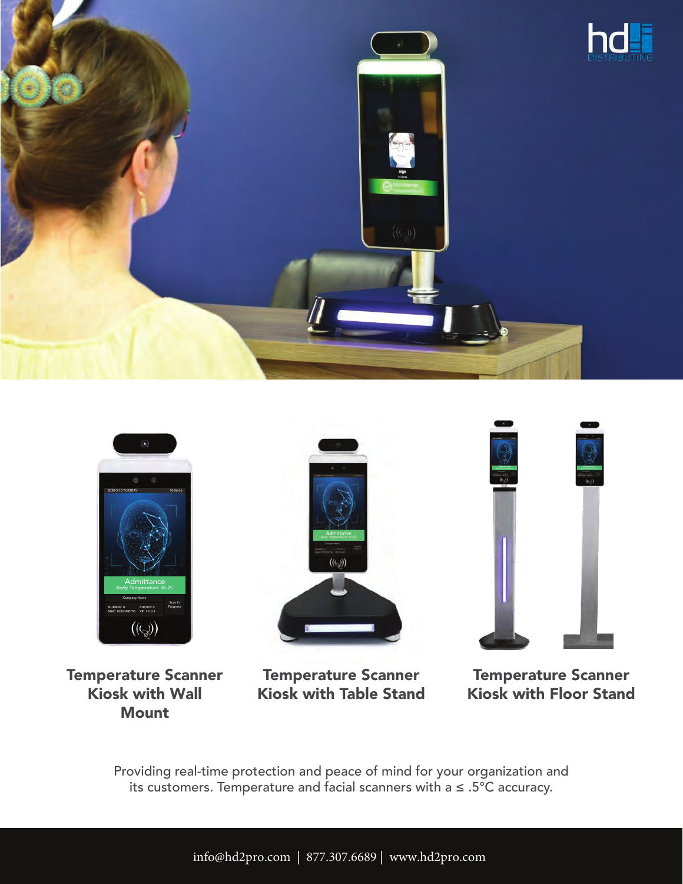**Temperature Scanner Kiosk with Wall Mount**

**Temperature Scanner Kiosk with Table Stand**

**Temperature Scanner Kiosk with Floor Stand**

Providing real-time protection and peace of mind for your organization and its customers. Temperature and facial scanners with a ≤ .5°C accuracy.

info@hd2pro.com | 877.307.6689 | www.hd2pro.com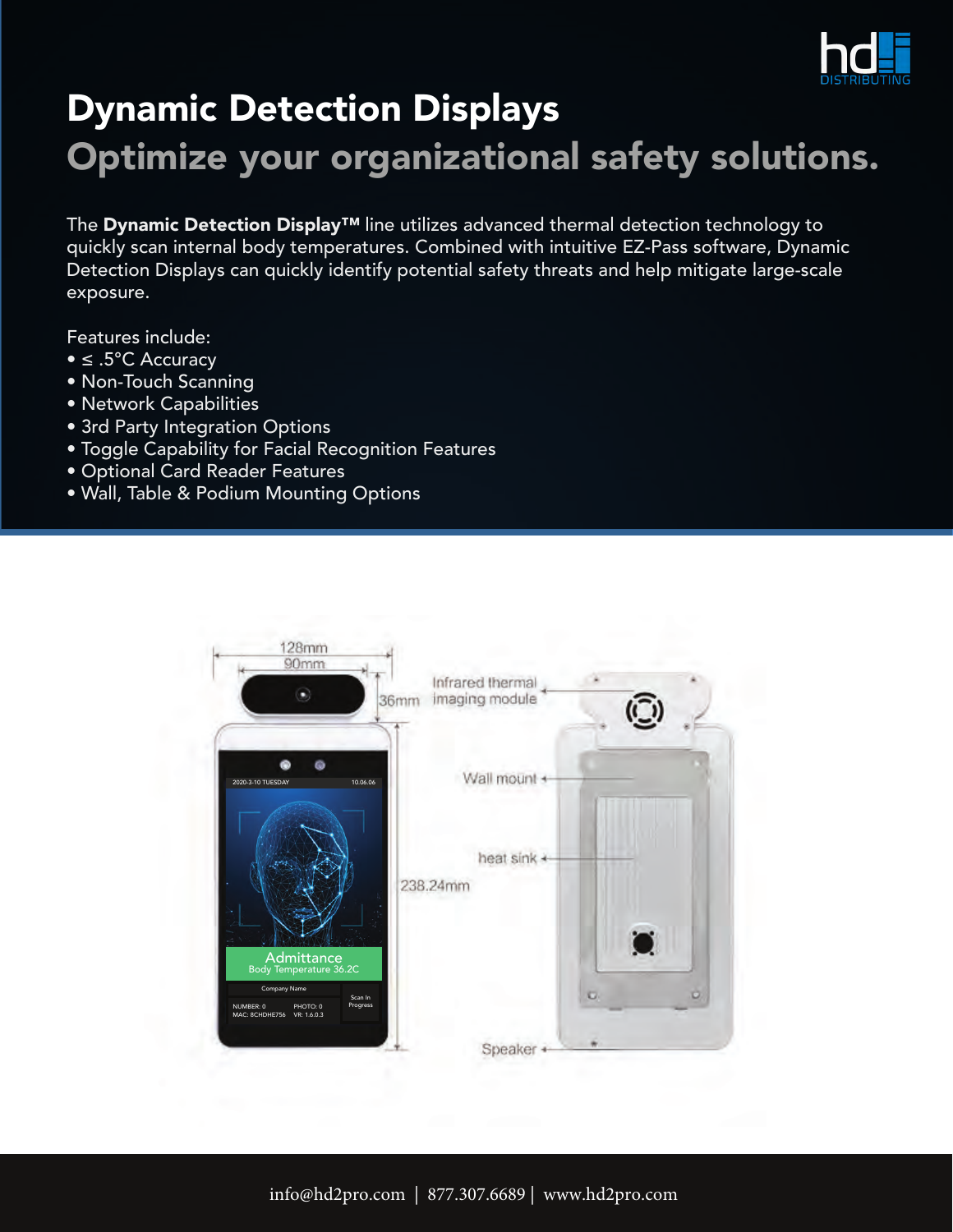# Dynamic Detection Displays

## Optimize your organizational safety solutions.

The **Dynamic Detection Display™** line utilizes advanced thermal detection technology to quickly scan internal body temperatures. Combined with intuitive EZ-Pass software, Dynamic Detection Displays can quickly identify potential safety threats and help mitigate large-scale exposure.

Features include:

- ≤ .5°C Accuracy
- Non-Touch Scanning
- Network Capabilities
- 3rd Party Integration Options
- Toggle Capability for Facial Recognition Features
- Optional Card Reader Features
- Wall, Table & Podium Mounting Options

info@hd2pro.com | 877.307.6689 | www.hd2pro.com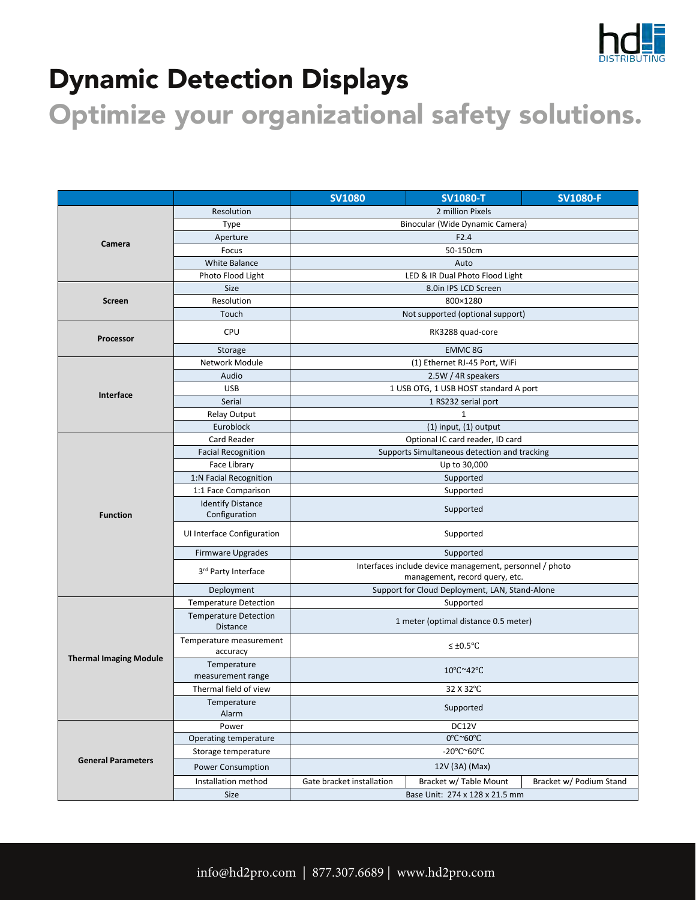# Dynamic Detection Displays

## Optimize your organizational safety solutions.

| | | SV1080 | SV1080-T | SV1080-F |
|---|---|---|---|---|
| **Camera** | Resolution | 2 million Pixels | | |
| | Type | Binocular (Wide Dynamic Camera) | | |
| | Aperture | F2.4 | | |
| | Focus | 50-150cm | | |
| | White Balance | Auto | | |
| | Photo Flood Light | LED & IR Dual Photo Flood Light | | |
| **Screen** | Size | 8.0in IPS LCD Screen | | |
| | Resolution | 800×1280 | | |
| | Touch | Not supported (optional support) | | |
| **Processor** | CPU | RK3288 quad-core | | |
| | Storage | EMMC 8G | | |
| **Interface** | Network Module | (1) Ethernet RJ-45 Port, WiFi | | |
| | Audio | 2.5W / 4R speakers | | |
| | USB | 1 USB OTG, 1 USB HOST standard A port | | |
| | Serial | 1 RS232 serial port | | |
| | Relay Output | 1 | | |
| | Euroblock | (1) input, (1) output | | |
| **Function** | Card Reader | Optional IC card reader, ID card | | |
| | Facial Recognition | Supports Simultaneous detection and tracking | | |
| | Face Library | Up to 30,000 | | |
| | 1:N Facial Recognition | Supported | | |
| | 1:1 Face Comparison | Supported | | |
| | Identify Distance Configuration | Supported | | |
| | UI Interface Configuration | Supported | | |
| | Firmware Upgrades | Supported | | |
| | 3rd Party Interface | Interfaces include device management, personnel / photo management, record query, etc. | | |
| | Deployment | Support for Cloud Deployment, LAN, Stand-Alone | | |
| **Thermal Imaging Module** | Temperature Detection | Supported | | |
| | Temperature Detection Distance | 1 meter (optimal distance 0.5 meter) | | |
| | Temperature measurement accuracy | ≤ ±0.5℃ | | |
| | Temperature measurement range | 10℃~42℃ | | |
| | Thermal field of view | 32 X 32℃ | | |
| | Temperature Alarm | Supported | | |
| **General Parameters** | Power | DC12V | | |
| | Operating temperature | 0℃~60℃ | | |
| | Storage temperature | -20℃~60℃ | | |
| | Power Consumption | 12V (3A) (Max) | | |
| | Installation method | Gate bracket installation | Bracket w/ Table Mount | Bracket w/ Podium Stand |
| | Size | Base Unit: 274 x 128 x 21.5 mm | | |

info@hd2pro.com | 877.307.6689 | www.hd2pro.com